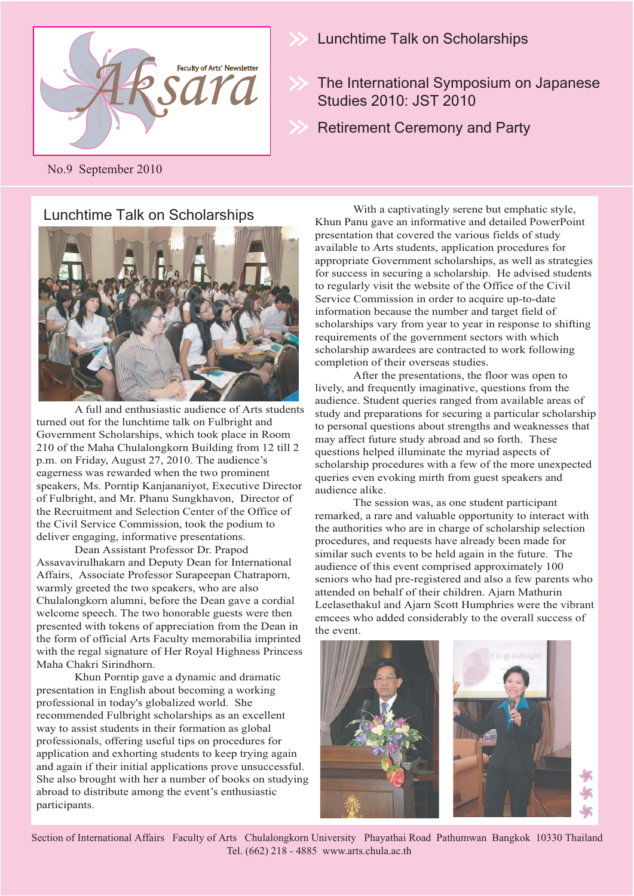Aksara

Faculty of Arts' Newsletter

No.9 September 2010

- Lunchtime Talk on Scholarships
- The International Symposium on Japanese Studies 2010: JST 2010
- Retirement Ceremony and Party

## Lunchtime Talk on Scholarships

A full and enthusiastic audience of Arts students turned out for the lunchtime talk on Fulbright and Government Scholarships, which took place in Room 210 of the Maha Chulalongkorn Building from 12 till 2 p.m. on Friday, August 27, 2010. The audience's eagerness was rewarded when the two prominent speakers, Ms. Porntip Kanjananiyot, Executive Director of Fulbright, and Mr. Phanu Sungkhavon, Director of the Recruitment and Selection Center of the Office of the Civil Service Commission, took the podium to deliver engaging, informative presentations.

Dean Assistant Professor Dr. Prapod Assavavirulhakarn and Deputy Dean for International Affairs, Associate Professor Surapeepan Chatraporn, warmly greeted the two speakers, who are also Chulalongkorn alumni, before the Dean gave a cordial welcome speech. The two honorable guests were then presented with tokens of appreciation from the Dean in the form of official Arts Faculty memorabilia imprinted with the regal signature of Her Royal Highness Princess Maha Chakri Sirindhorn.

Khun Porntip gave a dynamic and dramatic presentation in English about becoming a working professional in today's globalized world. She recommended Fulbright scholarships as an excellent way to assist students in their formation as global professionals, offering useful tips on procedures for application and exhorting students to keep trying again and again if their initial applications prove unsuccessful. She also brought with her a number of books on studying abroad to distribute among the event's enthusiastic participants.

With a captivatingly serene but emphatic style, Khun Panu gave an informative and detailed PowerPoint presentation that covered the various fields of study available to Arts students, application procedures for appropriate Government scholarships, as well as strategies for success in securing a scholarship. He advised students to regularly visit the website of the Office of the Civil Service Commission in order to acquire up-to-date information because the number and target field of scholarships vary from year to year in response to shifting requirements of the government sectors with which scholarship awardees are contracted to work following completion of their overseas studies.

After the presentations, the floor was open to lively, and frequently imaginative, questions from the audience. Student queries ranged from available areas of study and preparations for securing a particular scholarship to personal questions about strengths and weaknesses that may affect future study abroad and so forth. These questions helped illuminate the myriad aspects of scholarship procedures with a few of the more unexpected queries even evoking mirth from guest speakers and audience alike.

The session was, as one student participant remarked, a rare and valuable opportunity to interact with the authorities who are in charge of scholarship selection procedures, and requests have already been made for similar such events to be held again in the future. The audience of this event comprised approximately 100 seniors who had pre-registered and also a few parents who attended on behalf of their children. Ajarn Mathurin Leelasethakul and Ajarn Scott Humphries were the vibrant emcees who added considerably to the overall success of the event.

Section of International Affairs Faculty of Arts Chulalongkorn University Phayathai Road Pathumwan Bangkok 10330 Thailand
Tel. (662) 218 - 4885 www.arts.chula.ac.th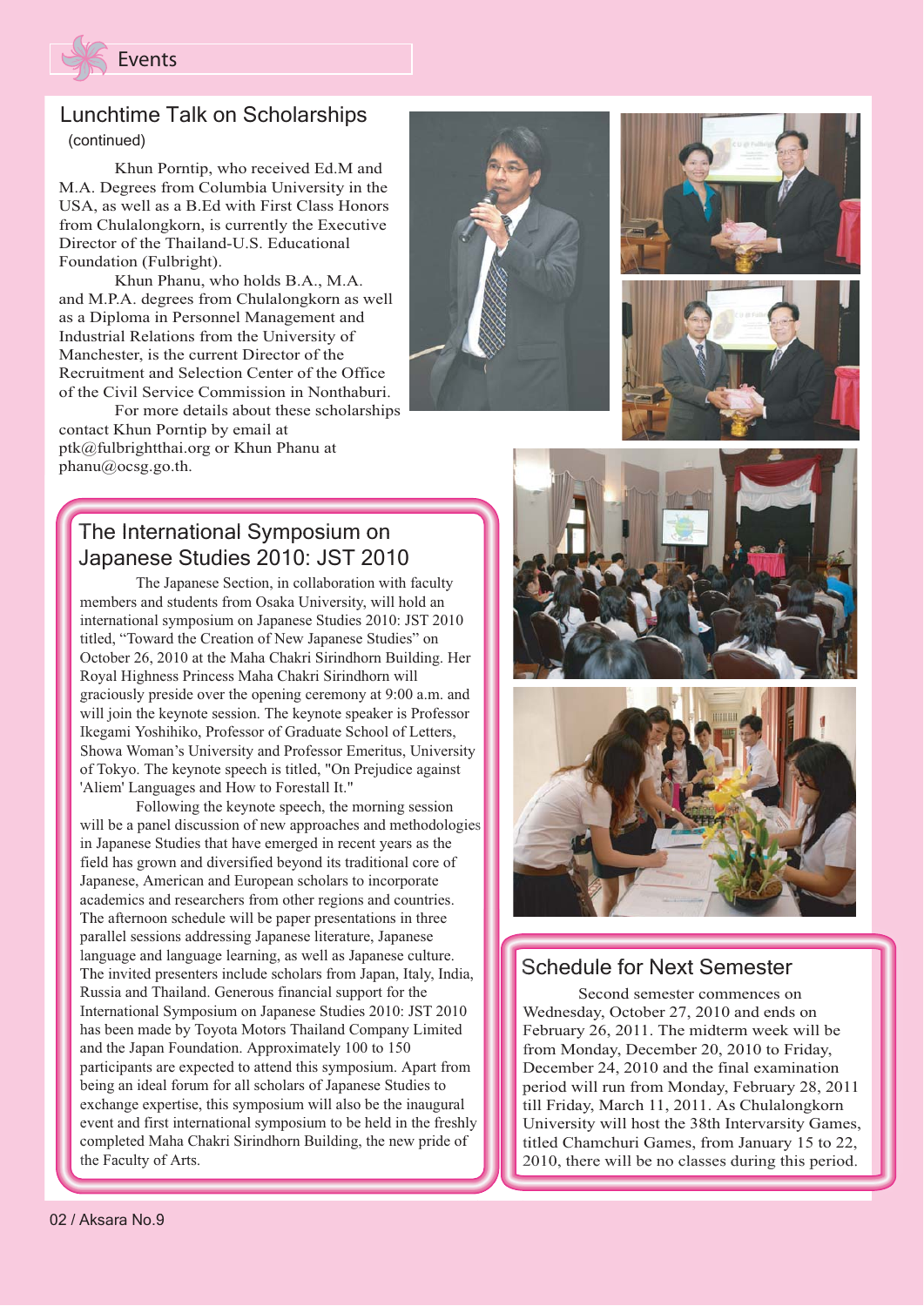## Events

### Lunchtime Talk on Scholarships
(continued)

Khun Porntip, who received Ed.M and M.A. Degrees from Columbia University in the USA, as well as a B.Ed with First Class Honors from Chulalongkorn, is currently the Executive Director of the Thailand-U.S. Educational Foundation (Fulbright).

Khun Phanu, who holds B.A., M.A. and M.P.A. degrees from Chulalongkorn as well as a Diploma in Personnel Management and Industrial Relations from the University of Manchester, is the current Director of the Recruitment and Selection Center of the Office of the Civil Service Commission in Nonthaburi.

For more details about these scholarships contact Khun Porntip by email at ptk@fulbrightthai.org or Khun Phanu at phanu@ocsg.go.th.

### The International Symposium on Japanese Studies 2010: JST 2010

The Japanese Section, in collaboration with faculty members and students from Osaka University, will hold an international symposium on Japanese Studies 2010: JST 2010 titled, "Toward the Creation of New Japanese Studies" on October 26, 2010 at the Maha Chakri Sirindhorn Building. Her Royal Highness Princess Maha Chakri Sirindhorn will graciously preside over the opening ceremony at 9:00 a.m. and will join the keynote session. The keynote speaker is Professor Ikegami Yoshihiko, Professor of Graduate School of Letters, Showa Woman's University and Professor Emeritus, University of Tokyo. The keynote speech is titled, "On Prejudice against 'Aliem' Languages and How to Forestall It."

Following the keynote speech, the morning session will be a panel discussion of new approaches and methodologies in Japanese Studies that have emerged in recent years as the field has grown and diversified beyond its traditional core of Japanese, American and European scholars to incorporate academics and researchers from other regions and countries. The afternoon schedule will be paper presentations in three parallel sessions addressing Japanese literature, Japanese language and language learning, as well as Japanese culture. The invited presenters include scholars from Japan, Italy, India, Russia and Thailand. Generous financial support for the International Symposium on Japanese Studies 2010: JST 2010 has been made by Toyota Motors Thailand Company Limited and the Japan Foundation. Approximately 100 to 150 participants are expected to attend this symposium. Apart from being an ideal forum for all scholars of Japanese Studies to exchange expertise, this symposium will also be the inaugural event and first international symposium to be held in the freshly completed Maha Chakri Sirindhorn Building, the new pride of the Faculty of Arts.

### Schedule for Next Semester

Second semester commences on Wednesday, October 27, 2010 and ends on February 26, 2011. The midterm week will be from Monday, December 20, 2010 to Friday, December 24, 2010 and the final examination period will run from Monday, February 28, 2011 till Friday, March 11, 2011. As Chulalongkorn University will host the 38th Intervarsity Games, titled Chamchuri Games, from January 15 to 22, 2010, there will be no classes during this period.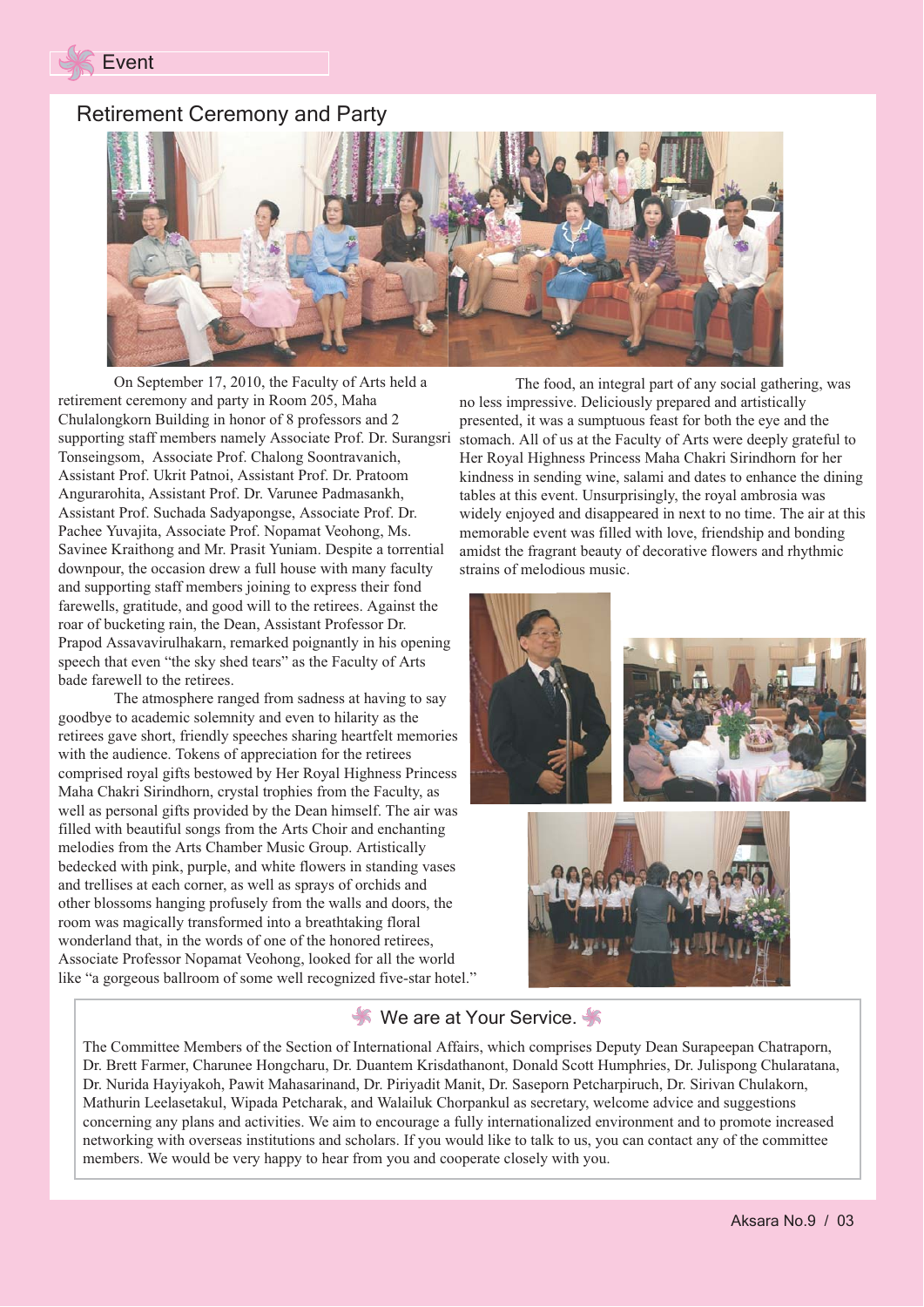Event

## Retirement Ceremony and Party

On September 17, 2010, the Faculty of Arts held a retirement ceremony and party in Room 205, Maha Chulalongkorn Building in honor of 8 professors and 2 supporting staff members namely Associate Prof. Dr. Surangsri Tonseingsom, Associate Prof. Chalong Soontravanich, Assistant Prof. Ukrit Patnoi, Assistant Prof. Dr. Pratoom Angurarohita, Assistant Prof. Dr. Varunee Padmasankh, Assistant Prof. Suchada Sadyapongse, Associate Prof. Dr. Pachee Yuvajita, Associate Prof. Nopamat Veohong, Ms. Savinee Kraithong and Mr. Prasit Yuniam. Despite a torrential downpour, the occasion drew a full house with many faculty and supporting staff members joining to express their fond farewells, gratitude, and good will to the retirees. Against the roar of bucketing rain, the Dean, Assistant Professor Dr. Prapod Assavavirulhakarn, remarked poignantly in his opening speech that even "the sky shed tears" as the Faculty of Arts bade farewell to the retirees.

The atmosphere ranged from sadness at having to say goodbye to academic solemnity and even to hilarity as the retirees gave short, friendly speeches sharing heartfelt memories with the audience. Tokens of appreciation for the retirees comprised royal gifts bestowed by Her Royal Highness Princess Maha Chakri Sirindhorn, crystal trophies from the Faculty, as well as personal gifts provided by the Dean himself. The air was filled with beautiful songs from the Arts Choir and enchanting melodies from the Arts Chamber Music Group. Artistically bedecked with pink, purple, and white flowers in standing vases and trellises at each corner, as well as sprays of orchids and other blossoms hanging profusely from the walls and doors, the room was magically transformed into a breathtaking floral wonderland that, in the words of one of the honored retirees, Associate Professor Nopamat Veohong, looked for all the world like "a gorgeous ballroom of some well recognized five-star hotel."

The food, an integral part of any social gathering, was no less impressive. Deliciously prepared and artistically presented, it was a sumptuous feast for both the eye and the stomach. All of us at the Faculty of Arts were deeply grateful to Her Royal Highness Princess Maha Chakri Sirindhorn for her kindness in sending wine, salami and dates to enhance the dining tables at this event. Unsurprisingly, the royal ambrosia was widely enjoyed and disappeared in next to no time. The air at this memorable event was filled with love, friendship and bonding amidst the fragrant beauty of decorative flowers and rhythmic strains of melodious music.

### We are at Your Service.

The Committee Members of the Section of International Affairs, which comprises Deputy Dean Surapeepan Chatraporn, Dr. Brett Farmer, Charunee Hongcharu, Dr. Duantem Krisdathanont, Donald Scott Humphries, Dr. Julispong Chularatana, Dr. Nurida Hayiyakoh, Pawit Mahasarinand, Dr. Piriyadit Manit, Dr. Saseporn Petcharpiruch, Dr. Sirivan Chulakorn, Mathurin Leelasetakul, Wipada Petcharak, and Walailuk Chorpankul as secretary, welcome advice and suggestions concerning any plans and activities. We aim to encourage a fully internationalized environment and to promote increased networking with overseas institutions and scholars. If you would like to talk to us, you can contact any of the committee members. We would be very happy to hear from you and cooperate closely with you.